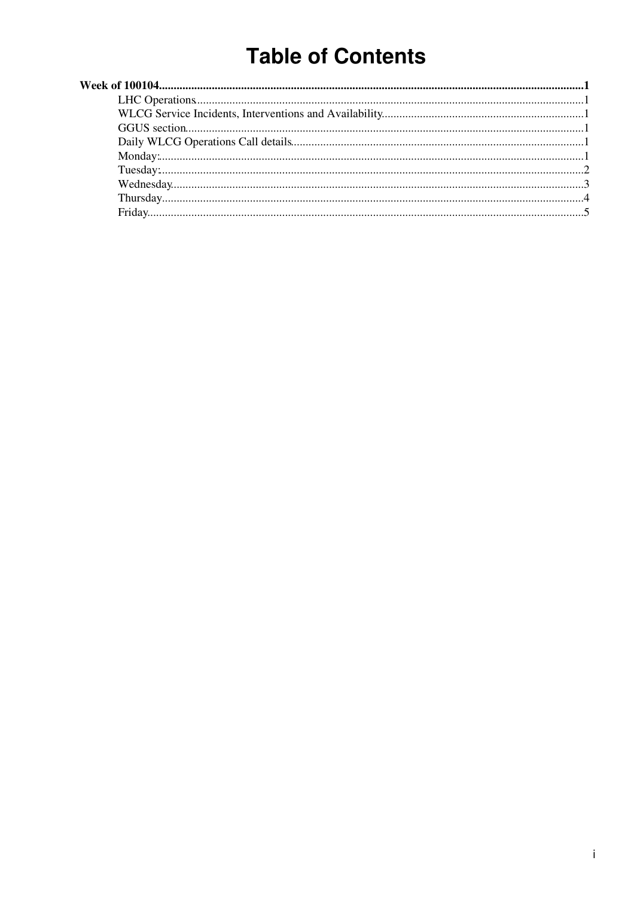# Table of Contents

**Week of 100104** ..... 1

- LHC Operations ..... 1
- WLCG Service Incidents, Interventions and Availability ..... 1
- GGUS section ..... 1
- Daily WLCG Operations Call details ..... 1
- Monday: ..... 1
- Tuesday: ..... 2
- Wednesday ..... 3
- Thursday ..... 4
- Friday ..... 5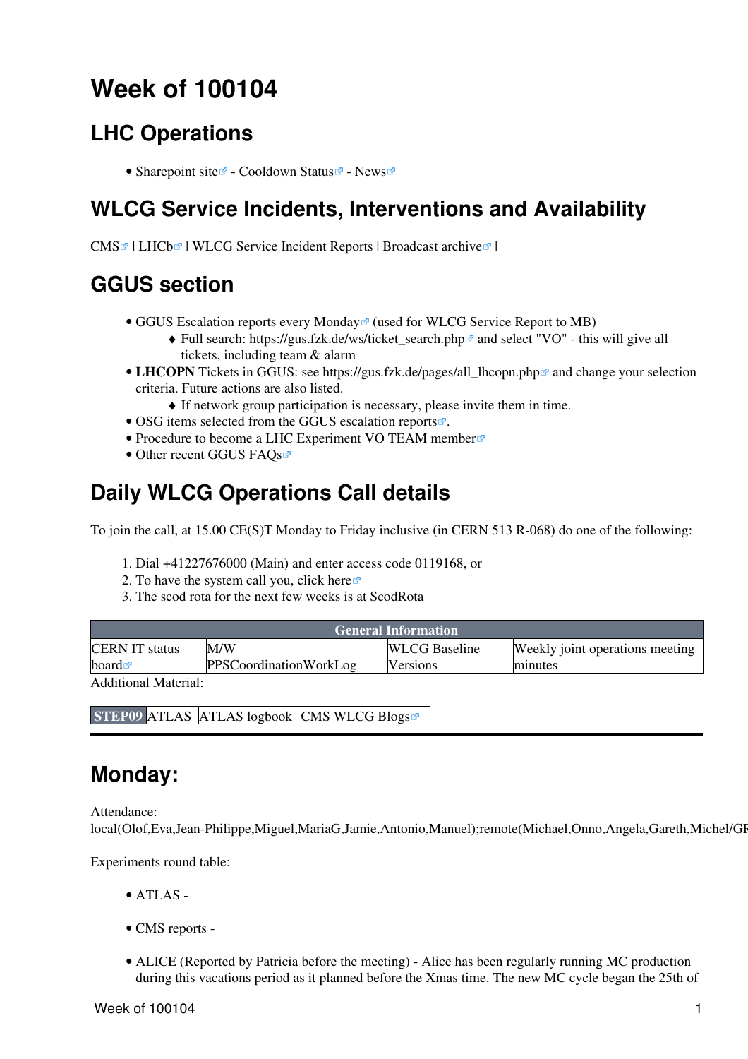# Week of 100104

## LHC Operations

- Sharepoint site - Cooldown Status - News

## WLCG Service Incidents, Interventions and Availability

CMS | LHCb | WLCG Service Incident Reports | Broadcast archive |

## GGUS section

- GGUS Escalation reports every Monday (used for WLCG Service Report to MB)
    - Full search: https://gus.fzk.de/ws/ticket_search.php and select "VO" - this will give all tickets, including team & alarm
- **LHCOPN** Tickets in GGUS: see https://gus.fzk.de/pages/all_lhcopn.php and change your selection criteria. Future actions are also listed.
    - If network group participation is necessary, please invite them in time.
- OSG items selected from the GGUS escalation reports.
- Procedure to become a LHC Experiment VO TEAM member
- Other recent GGUS FAQs

## Daily WLCG Operations Call details

To join the call, at 15.00 CE(S)T Monday to Friday inclusive (in CERN 513 R-068) do one of the following:

1. Dial +41227676000 (Main) and enter access code 0119168, or
2. To have the system call you, click here
3. The scod rota for the next few weeks is at ScodRota

| General Information | | | |
|---|---|---|---|
| CERN IT status board | M/W PPSCoordinationWorkLog | WLCG Baseline Versions | Weekly joint operations meeting minutes |

Additional Material:

| STEP09 | ATLAS | ATLAS logbook | CMS WLCG Blogs |
|---|---|---|---|

---

## Monday:

Attendance: local(Olof,Eva,Jean-Philippe,Miguel,MariaG,Jamie,Antonio,Manuel);remote(Michael,Onno,Angela,Gareth,Michel/GR

Experiments round table:

- ATLAS -

- CMS reports -

- ALICE (Reported by Patricia before the meeting) - Alice has been regularly running MC production during this vacations period as it planned before the Xmas time. The new MC cycle began the 25th of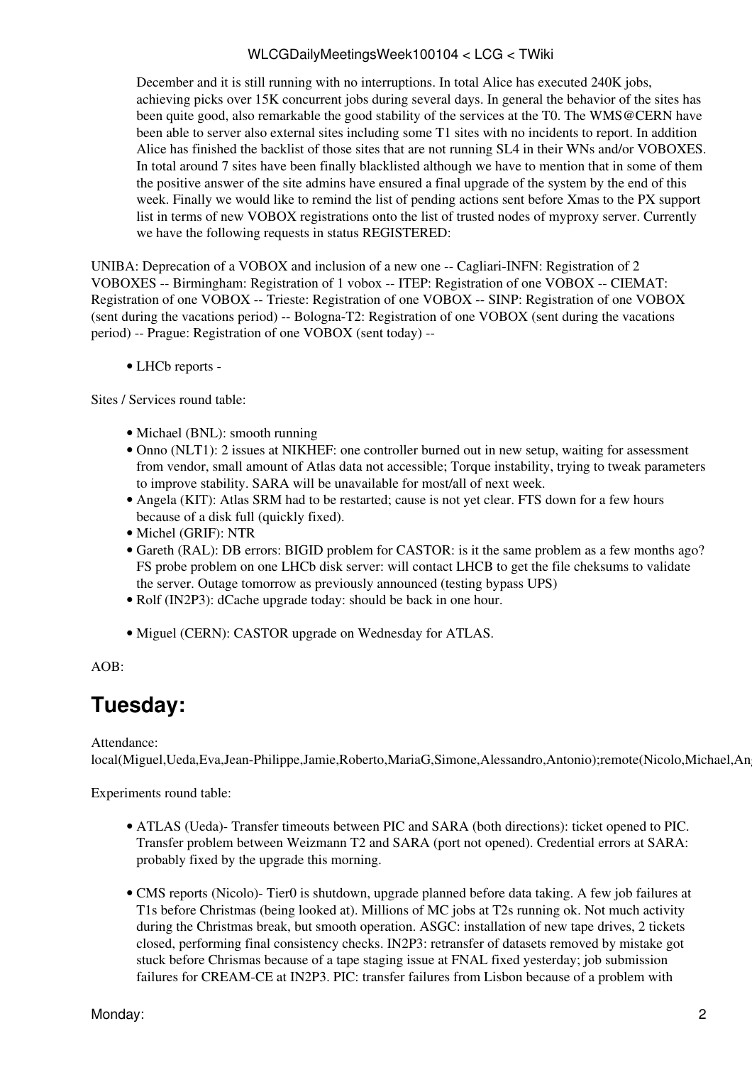December and it is still running with no interruptions. In total Alice has executed 240K jobs, achieving picks over 15K concurrent jobs during several days. In general the behavior of the sites has been quite good, also remarkable the good stability of the services at the T0. The WMS@CERN have been able to server also external sites including some T1 sites with no incidents to report. In addition Alice has finished the backlist of those sites that are not running SL4 in their WNs and/or VOBOXES. In total around 7 sites have been finally blacklisted although we have to mention that in some of them the positive answer of the site admins have ensured a final upgrade of the system by the end of this week. Finally we would like to remind the list of pending actions sent before Xmas to the PX support list in terms of new VOBOX registrations onto the list of trusted nodes of myproxy server. Currently we have the following requests in status REGISTERED:

UNIBA: Deprecation of a VOBOX and inclusion of a new one -- Cagliari-INFN: Registration of 2 VOBOXES -- Birmingham: Registration of 1 vobox -- ITEP: Registration of one VOBOX -- CIEMAT: Registration of one VOBOX -- Trieste: Registration of one VOBOX -- SINP: Registration of one VOBOX (sent during the vacations period) -- Bologna-T2: Registration of one VOBOX (sent during the vacations period) -- Prague: Registration of one VOBOX (sent today) --

- LHCb reports -

Sites / Services round table:

- Michael (BNL): smooth running
- Onno (NLT1): 2 issues at NIKHEF: one controller burned out in new setup, waiting for assessment from vendor, small amount of Atlas data not accessible; Torque instability, trying to tweak parameters to improve stability. SARA will be unavailable for most/all of next week.
- Angela (KIT): Atlas SRM had to be restarted; cause is not yet clear. FTS down for a few hours because of a disk full (quickly fixed).
- Michel (GRIF): NTR
- Gareth (RAL): DB errors: BIGID problem for CASTOR: is it the same problem as a few months ago? FS probe problem on one LHCb disk server: will contact LHCB to get the file cheksums to validate the server. Outage tomorrow as previously announced (testing bypass UPS)
- Rolf (IN2P3): dCache upgrade today: should be back in one hour.
- Miguel (CERN): CASTOR upgrade on Wednesday for ATLAS.

AOB:

# Tuesday:

Attendance: local(Miguel,Ueda,Eva,Jean-Philippe,Jamie,Roberto,MariaG,Simone,Alessandro,Antonio);remote(Nicolo,Michael,An

Experiments round table:

- ATLAS (Ueda)- Transfer timeouts between PIC and SARA (both directions): ticket opened to PIC. Transfer problem between Weizmann T2 and SARA (port not opened). Credential errors at SARA: probably fixed by the upgrade this morning.
- CMS reports (Nicolo)- Tier0 is shutdown, upgrade planned before data taking. A few job failures at T1s before Christmas (being looked at). Millions of MC jobs at T2s running ok. Not much activity during the Christmas break, but smooth operation. ASGC: installation of new tape drives, 2 tickets closed, performing final consistency checks. IN2P3: retransfer of datasets removed by mistake got stuck before Chrismas because of a tape staging issue at FNAL fixed yesterday; job submission failures for CREAM-CE at IN2P3. PIC: transfer failures from Lisbon because of a problem with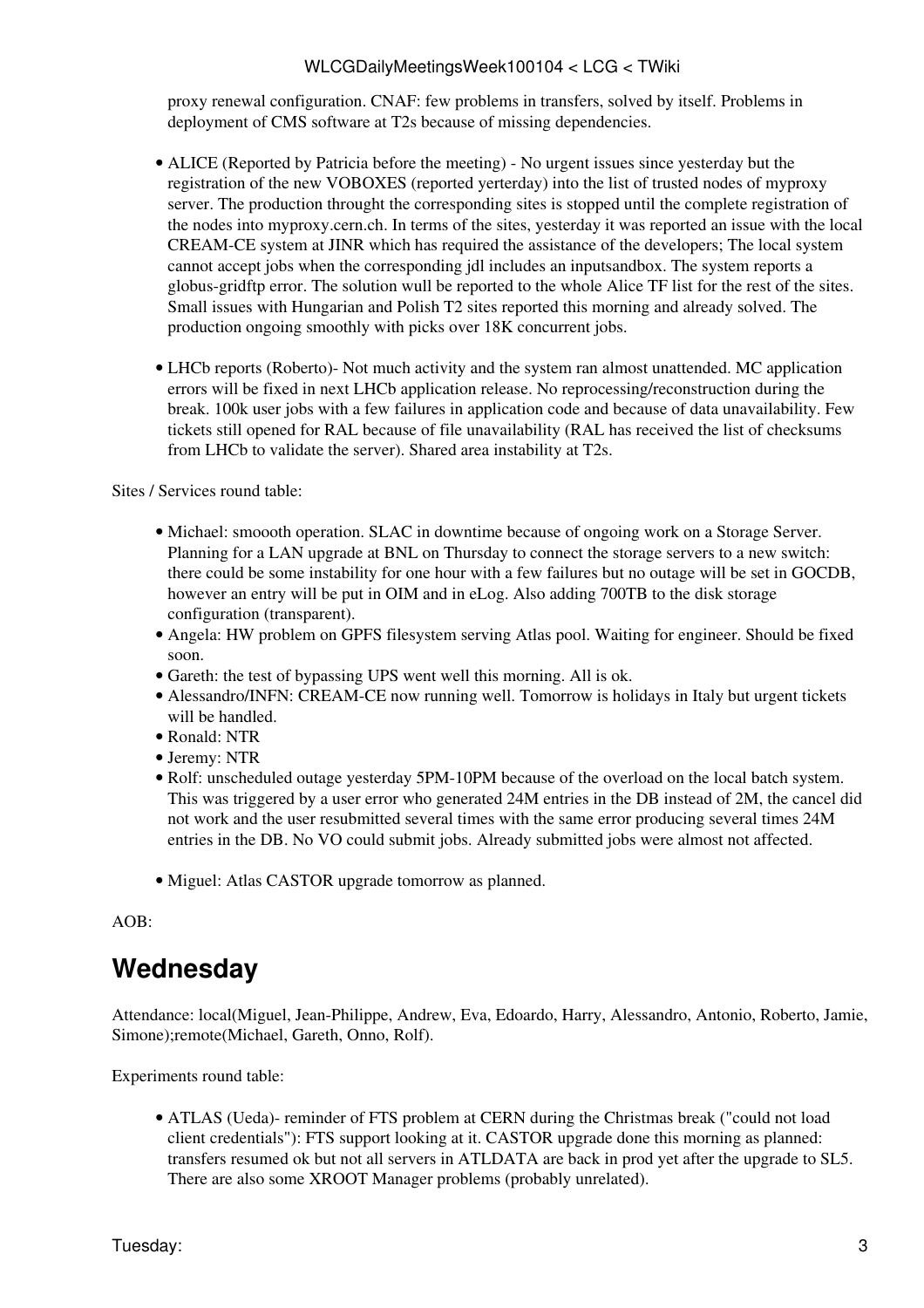proxy renewal configuration. CNAF: few problems in transfers, solved by itself. Problems in deployment of CMS software at T2s because of missing dependencies.

- ALICE (Reported by Patricia before the meeting) - No urgent issues since yesterday but the registration of the new VOBOXES (reported yerterday) into the list of trusted nodes of myproxy server. The production throught the corresponding sites is stopped until the complete registration of the nodes into myproxy.cern.ch. In terms of the sites, yesterday it was reported an issue with the local CREAM-CE system at JINR which has required the assistance of the developers; The local system cannot accept jobs when the corresponding jdl includes an inputsandbox. The system reports a globus-gridftp error. The solution wull be reported to the whole Alice TF list for the rest of the sites. Small issues with Hungarian and Polish T2 sites reported this morning and already solved. The production ongoing smoothly with picks over 18K concurrent jobs.

- LHCb reports (Roberto)- Not much activity and the system ran almost unattended. MC application errors will be fixed in next LHCb application release. No reprocessing/reconstruction during the break. 100k user jobs with a few failures in application code and because of data unavailability. Few tickets still opened for RAL because of file unavailability (RAL has received the list of checksums from LHCb to validate the server). Shared area instability at T2s.

Sites / Services round table:

- Michael: smoooth operation. SLAC in downtime because of ongoing work on a Storage Server. Planning for a LAN upgrade at BNL on Thursday to connect the storage servers to a new switch: there could be some instability for one hour with a few failures but no outage will be set in GOCDB, however an entry will be put in OIM and in eLog. Also adding 700TB to the disk storage configuration (transparent).
- Angela: HW problem on GPFS filesystem serving Atlas pool. Waiting for engineer. Should be fixed soon.
- Gareth: the test of bypassing UPS went well this morning. All is ok.
- Alessandro/INFN: CREAM-CE now running well. Tomorrow is holidays in Italy but urgent tickets will be handled.
- Ronald: NTR
- Jeremy: NTR
- Rolf: unscheduled outage yesterday 5PM-10PM because of the overload on the local batch system. This was triggered by a user error who generated 24M entries in the DB instead of 2M, the cancel did not work and the user resubmitted several times with the same error producing several times 24M entries in the DB. No VO could submit jobs. Already submitted jobs were almost not affected.

- Miguel: Atlas CASTOR upgrade tomorrow as planned.

AOB:

## Wednesday

Attendance: local(Miguel, Jean-Philippe, Andrew, Eva, Edoardo, Harry, Alessandro, Antonio, Roberto, Jamie, Simone);remote(Michael, Gareth, Onno, Rolf).

Experiments round table:

- ATLAS (Ueda)- reminder of FTS problem at CERN during the Christmas break ("could not load client credentials"): FTS support looking at it. CASTOR upgrade done this morning as planned: transfers resumed ok but not all servers in ATLDATA are back in prod yet after the upgrade to SL5. There are also some XROOT Manager problems (probably unrelated).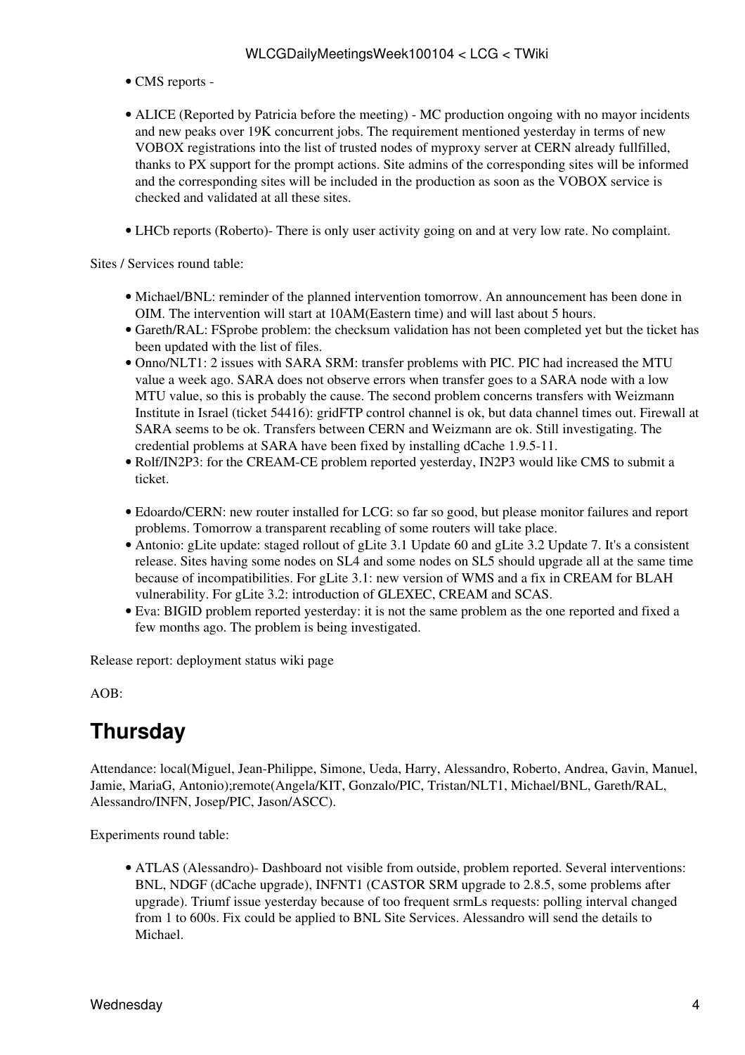- CMS reports -

- ALICE (Reported by Patricia before the meeting) - MC production ongoing with no mayor incidents and new peaks over 19K concurrent jobs. The requirement mentioned yesterday in terms of new VOBOX registrations into the list of trusted nodes of myproxy server at CERN already fullfilled, thanks to PX support for the prompt actions. Site admins of the corresponding sites will be informed and the corresponding sites will be included in the production as soon as the VOBOX service is checked and validated at all these sites.

- LHCb reports (Roberto)- There is only user activity going on and at very low rate. No complaint.

Sites / Services round table:

- Michael/BNL: reminder of the planned intervention tomorrow. An announcement has been done in OIM. The intervention will start at 10AM(Eastern time) and will last about 5 hours.
- Gareth/RAL: FSprobe problem: the checksum validation has not been completed yet but the ticket has been updated with the list of files.
- Onno/NLT1: 2 issues with SARA SRM: transfer problems with PIC. PIC had increased the MTU value a week ago. SARA does not observe errors when transfer goes to a SARA node with a low MTU value, so this is probably the cause. The second problem concerns transfers with Weizmann Institute in Israel (ticket 54416): gridFTP control channel is ok, but data channel times out. Firewall at SARA seems to be ok. Transfers between CERN and Weizmann are ok. Still investigating. The credential problems at SARA have been fixed by installing dCache 1.9.5-11.
- Rolf/IN2P3: for the CREAM-CE problem reported yesterday, IN2P3 would like CMS to submit a ticket.

- Edoardo/CERN: new router installed for LCG: so far so good, but please monitor failures and report problems. Tomorrow a transparent recabling of some routers will take place.
- Antonio: gLite update: staged rollout of gLite 3.1 Update 60 and gLite 3.2 Update 7. It's a consistent release. Sites having some nodes on SL4 and some nodes on SL5 should upgrade all at the same time because of incompatibilities. For gLite 3.1: new version of WMS and a fix in CREAM for BLAH vulnerability. For gLite 3.2: introduction of GLEXEC, CREAM and SCAS.
- Eva: BIGID problem reported yesterday: it is not the same problem as the one reported and fixed a few months ago. The problem is being investigated.

Release report: deployment status wiki page

AOB:

## Thursday

Attendance: local(Miguel, Jean-Philippe, Simone, Ueda, Harry, Alessandro, Roberto, Andrea, Gavin, Manuel, Jamie, MariaG, Antonio);remote(Angela/KIT, Gonzalo/PIC, Tristan/NLT1, Michael/BNL, Gareth/RAL, Alessandro/INFN, Josep/PIC, Jason/ASCC).

Experiments round table:

- ATLAS (Alessandro)- Dashboard not visible from outside, problem reported. Several interventions: BNL, NDGF (dCache upgrade), INFNT1 (CASTOR SRM upgrade to 2.8.5, some problems after upgrade). Triumf issue yesterday because of too frequent srmLs requests: polling interval changed from 1 to 600s. Fix could be applied to BNL Site Services. Alessandro will send the details to Michael.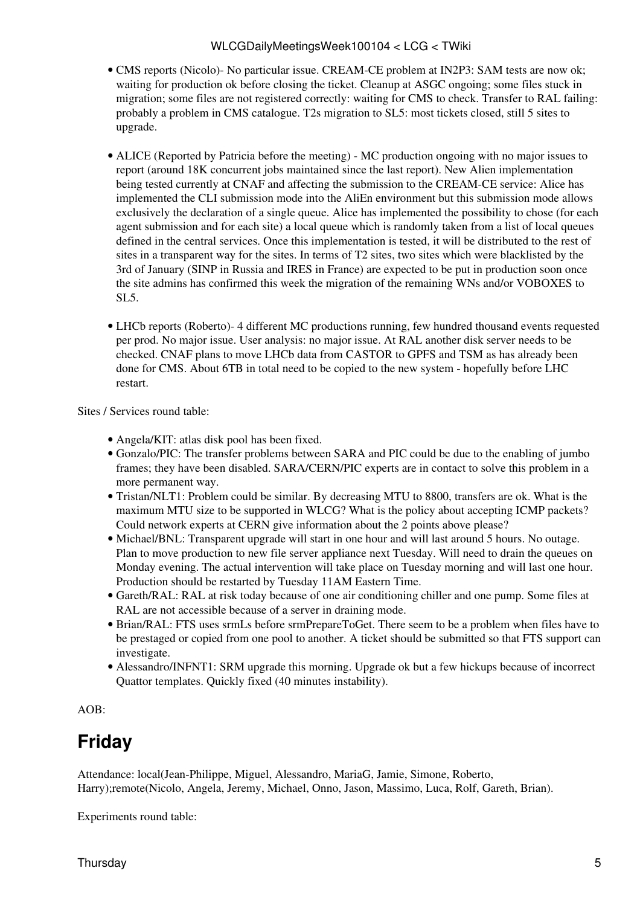- CMS reports (Nicolo)- No particular issue. CREAM-CE problem at IN2P3: SAM tests are now ok; waiting for production ok before closing the ticket. Cleanup at ASGC ongoing; some files stuck in migration; some files are not registered correctly: waiting for CMS to check. Transfer to RAL failing: probably a problem in CMS catalogue. T2s migration to SL5: most tickets closed, still 5 sites to upgrade.

- ALICE (Reported by Patricia before the meeting) - MC production ongoing with no major issues to report (around 18K concurrent jobs maintained since the last report). New Alien implementation being tested currently at CNAF and affecting the submission to the CREAM-CE service: Alice has implemented the CLI submission mode into the AliEn environment but this submission mode allows exclusively the declaration of a single queue. Alice has implemented the possibility to chose (for each agent submission and for each site) a local queue which is randomly taken from a list of local queues defined in the central services. Once this implementation is tested, it will be distributed to the rest of sites in a transparent way for the sites. In terms of T2 sites, two sites which were blacklisted by the 3rd of January (SINP in Russia and IRES in France) are expected to be put in production soon once the site admins has confirmed this week the migration of the remaining WNs and/or VOBOXES to SL5.

- LHCb reports (Roberto)- 4 different MC productions running, few hundred thousand events requested per prod. No major issue. User analysis: no major issue. At RAL another disk server needs to be checked. CNAF plans to move LHCb data from CASTOR to GPFS and TSM as has already been done for CMS. About 6TB in total need to be copied to the new system - hopefully before LHC restart.

Sites / Services round table:

- Angela/KIT: atlas disk pool has been fixed.
- Gonzalo/PIC: The transfer problems between SARA and PIC could be due to the enabling of jumbo frames; they have been disabled. SARA/CERN/PIC experts are in contact to solve this problem in a more permanent way.
- Tristan/NLT1: Problem could be similar. By decreasing MTU to 8800, transfers are ok. What is the maximum MTU size to be supported in WLCG? What is the policy about accepting ICMP packets? Could network experts at CERN give information about the 2 points above please?
- Michael/BNL: Transparent upgrade will start in one hour and will last around 5 hours. No outage. Plan to move production to new file server appliance next Tuesday. Will need to drain the queues on Monday evening. The actual intervention will take place on Tuesday morning and will last one hour. Production should be restarted by Tuesday 11AM Eastern Time.
- Gareth/RAL: RAL at risk today because of one air conditioning chiller and one pump. Some files at RAL are not accessible because of a server in draining mode.
- Brian/RAL: FTS uses srmLs before srmPrepareToGet. There seem to be a problem when files have to be prestaged or copied from one pool to another. A ticket should be submitted so that FTS support can investigate.
- Alessandro/INFNT1: SRM upgrade this morning. Upgrade ok but a few hickups because of incorrect Quattor templates. Quickly fixed (40 minutes instability).

AOB:

## Friday

Attendance: local(Jean-Philippe, Miguel, Alessandro, MariaG, Jamie, Simone, Roberto, Harry);remote(Nicolo, Angela, Jeremy, Michael, Onno, Jason, Massimo, Luca, Rolf, Gareth, Brian).

Experiments round table: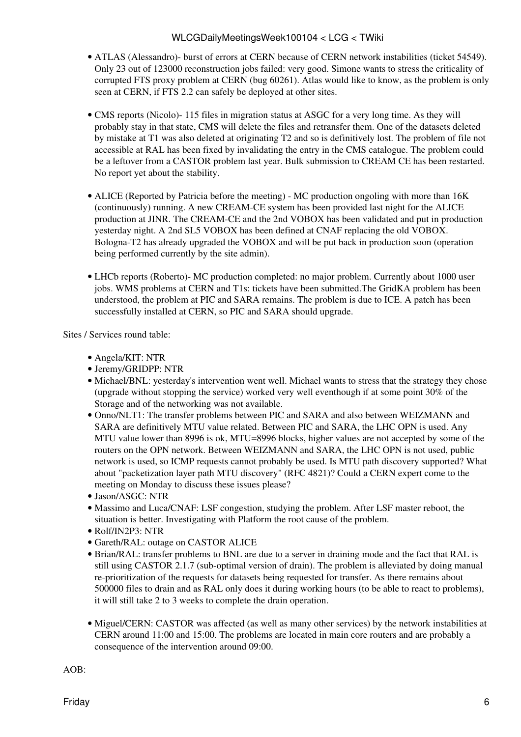- ATLAS (Alessandro)- burst of errors at CERN because of CERN network instabilities (ticket 54549). Only 23 out of 123000 reconstruction jobs failed: very good. Simone wants to stress the criticality of corrupted FTS proxy problem at CERN (bug 60261). Atlas would like to know, as the problem is only seen at CERN, if FTS 2.2 can safely be deployed at other sites.

- CMS reports (Nicolo)- 115 files in migration status at ASGC for a very long time. As they will probably stay in that state, CMS will delete the files and retransfer them. One of the datasets deleted by mistake at T1 was also deleted at originating T2 and so is definitively lost. The problem of file not accessible at RAL has been fixed by invalidating the entry in the CMS catalogue. The problem could be a leftover from a CASTOR problem last year. Bulk submission to CREAM CE has been restarted. No report yet about the stability.

- ALICE (Reported by Patricia before the meeting) - MC production ongoling with more than 16K (continuously) running. A new CREAM-CE system has been provided last night for the ALICE production at JINR. The CREAM-CE and the 2nd VOBOX has been validated and put in production yesterday night. A 2nd SL5 VOBOX has been defined at CNAF replacing the old VOBOX. Bologna-T2 has already upgraded the VOBOX and will be put back in production soon (operation being performed currently by the site admin).

- LHCb reports (Roberto)- MC production completed: no major problem. Currently about 1000 user jobs. WMS problems at CERN and T1s: tickets have been submitted.The GridKA problem has been understood, the problem at PIC and SARA remains. The problem is due to ICE. A patch has been successfully installed at CERN, so PIC and SARA should upgrade.

Sites / Services round table:

- Angela/KIT: NTR
- Jeremy/GRIDPP: NTR
- Michael/BNL: yesterday's intervention went well. Michael wants to stress that the strategy they chose (upgrade without stopping the service) worked very well eventhough if at some point 30% of the Storage and of the networking was not available.
- Onno/NLT1: The transfer problems between PIC and SARA and also between WEIZMANN and SARA are definitively MTU value related. Between PIC and SARA, the LHC OPN is used. Any MTU value lower than 8996 is ok, MTU=8996 blocks, higher values are not accepted by some of the routers on the OPN network. Between WEIZMANN and SARA, the LHC OPN is not used, public network is used, so ICMP requests cannot probably be used. Is MTU path discovery supported? What about "packetization layer path MTU discovery" (RFC 4821)? Could a CERN expert come to the meeting on Monday to discuss these issues please?
- Jason/ASGC: NTR
- Massimo and Luca/CNAF: LSF congestion, studying the problem. After LSF master reboot, the situation is better. Investigating with Platform the root cause of the problem.
- Rolf/IN2P3: NTR
- Gareth/RAL: outage on CASTOR ALICE
- Brian/RAL: transfer problems to BNL are due to a server in draining mode and the fact that RAL is still using CASTOR 2.1.7 (sub-optimal version of drain). The problem is alleviated by doing manual re-prioritization of the requests for datasets being requested for transfer. As there remains about 500000 files to drain and as RAL only does it during working hours (to be able to react to problems), it will still take 2 to 3 weeks to complete the drain operation.

- Miguel/CERN: CASTOR was affected (as well as many other services) by the network instabilities at CERN around 11:00 and 15:00. The problems are located in main core routers and are probably a consequence of the intervention around 09:00.

AOB: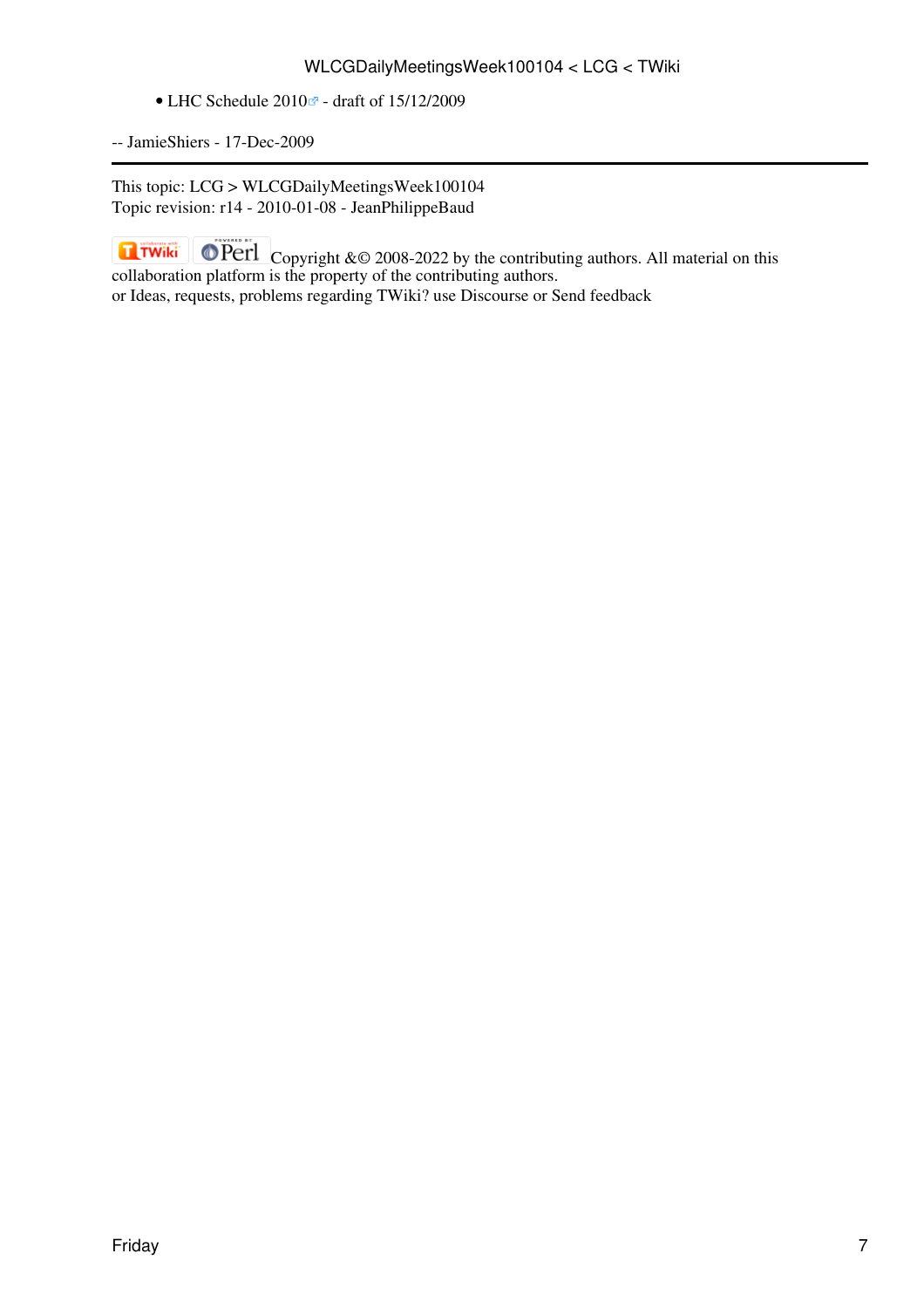- LHC Schedule 2010 - draft of 15/12/2009

-- JamieShiers - 17-Dec-2009

---

This topic: LCG > WLCGDailyMeetingsWeek100104
Topic revision: r14 - 2010-01-08 - JeanPhilippeBaud

Copyright &© 2008-2022 by the contributing authors. All material on this collaboration platform is the property of the contributing authors.
or Ideas, requests, problems regarding TWiki? use Discourse or Send feedback